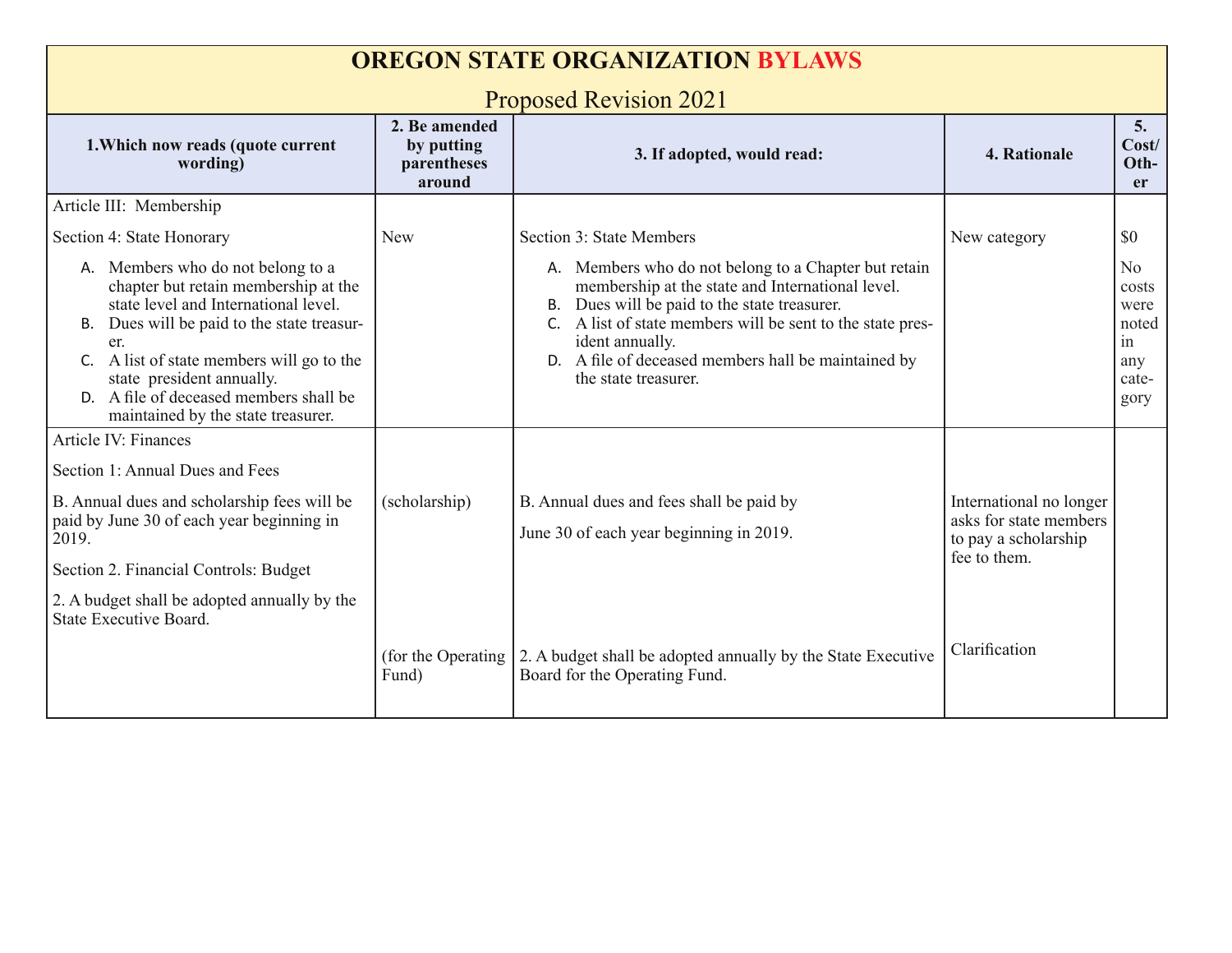# OREGON STATE ORGANIZATION BYLAWS

Proposed Revision 2021

| 1.Which now reads (quote current wording) | 2. Be amended by putting parentheses around | 3. If adopted, would read: | 4. Rationale | 5. Cost/ Other |
|---|---|---|---|---|
| Article III: Membership | | | | |
| Section 4: State Honorary<br>A. Members who do not belong to a chapter but retain membership at the state level and International level.<br>B. Dues will be paid to the state treasurer.<br>C. A list of state members will go to the state president annually.<br>D. A file of deceased members shall be maintained by the state treasurer. | New | Section 3: State Members<br>A. Members who do not belong to a Chapter but retain membership at the state and International level.<br>B. Dues will be paid to the state treasurer.<br>C. A list of state members will be sent to the state president annually.<br>D. A file of deceased members hall be maintained by the state treasurer. | New category | $0<br>No costs were noted in any category |
| Article IV: Finances<br>Section 1: Annual Dues and Fees<br>B. Annual dues and scholarship fees will be paid by June 30 of each year beginning in 2019. | (scholarship) | B. Annual dues and fees shall be paid by June 30 of each year beginning in 2019. | International no longer asks for state members to pay a scholarship fee to them. | |
| Section 2. Financial Controls: Budget<br>2. A budget shall be adopted annually by the State Executive Board. | (for the Operating Fund) | 2. A budget shall be adopted annually by the State Executive Board for the Operating Fund. | Clarification | |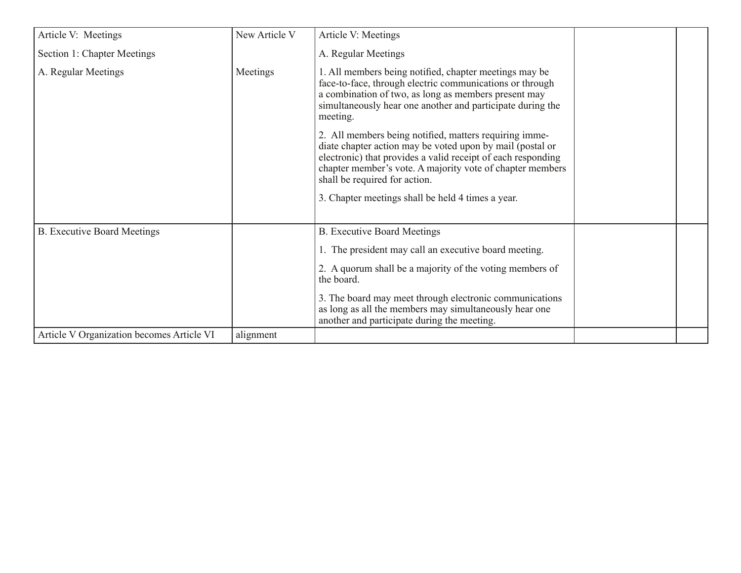| | | | | |
|---|---|---|---|---|
| Article V: Meetings<br><br>Section 1: Chapter Meetings<br><br>A. Regular Meetings | New Article V<br><br>Meetings | Article V: Meetings<br><br>A. Regular Meetings<br><br>1. All members being notified, chapter meetings may be face-to-face, through electric communications or through a combination of two, as long as members present may simultaneously hear one another and participate during the meeting.<br><br>2. All members being notified, matters requiring immediate chapter action may be voted upon by mail (postal or electronic) that provides a valid receipt of each responding chapter member's vote. A majority vote of chapter members shall be required for action.<br><br>3. Chapter meetings shall be held 4 times a year. | | |
| B. Executive Board Meetings | | B. Executive Board Meetings<br><br>1. The president may call an executive board meeting.<br><br>2. A quorum shall be a majority of the voting members of the board.<br><br>3. The board may meet through electronic communications as long as all the members may simultaneously hear one another and participate during the meeting. | | |
| Article V Organization becomes Article VI | alignment | | | |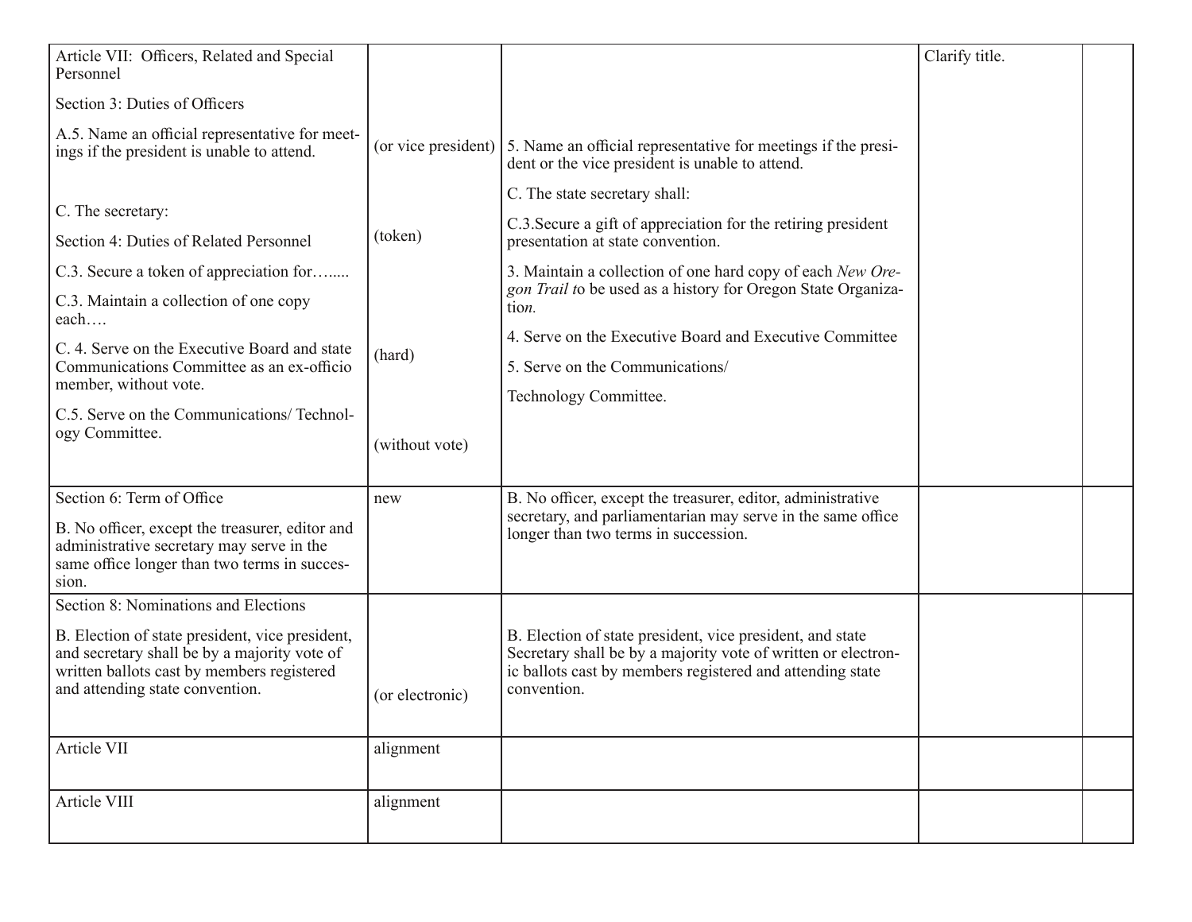| | | | | |
|---|---|---|---|---|
| Article VII: Officers, Related and Special Personnel<br><br>Section 3: Duties of Officers<br><br>A.5. Name an official representative for meetings if the president is unable to attend.<br><br>C. The secretary:<br><br>Section 4: Duties of Related Personnel<br><br>C.3. Secure a token of appreciation for…..<br><br>C.3. Maintain a collection of one copy each….<br><br>C. 4. Serve on the Executive Board and state Communications Committee as an ex-officio member, without vote.<br><br>C.5. Serve on the Communications/ Technology Committee. | (or vice president)<br><br>(token)<br><br>(hard)<br><br>(without vote) | 5. Name an official representative for meetings if the president or the vice president is unable to attend.<br><br>C. The state secretary shall:<br><br>C.3.Secure a gift of appreciation for the retiring president presentation at state convention.<br><br>3. Maintain a collection of one hard copy of each *New Oregon Trail t*o be used as a history for Oregon State Organizatio*n.*<br><br>4. Serve on the Executive Board and Executive Committee<br><br>5. Serve on the Communications/<br><br>Technology Committee. | Clarify title. | |
| Section 6: Term of Office<br><br>B. No officer, except the treasurer, editor and administrative secretary may serve in the same office longer than two terms in succession. | new | B. No officer, except the treasurer, editor, administrative secretary, and parliamentarian may serve in the same office longer than two terms in succession. | | |
| Section 8: Nominations and Elections<br><br>B. Election of state president, vice president, and secretary shall be by a majority vote of written ballots cast by members registered and attending state convention. | (or electronic) | B. Election of state president, vice president, and state Secretary shall be by a majority vote of written or electronic ballots cast by members registered and attending state convention. | | |
| Article VII | alignment | | | |
| Article VIII | alignment | | | |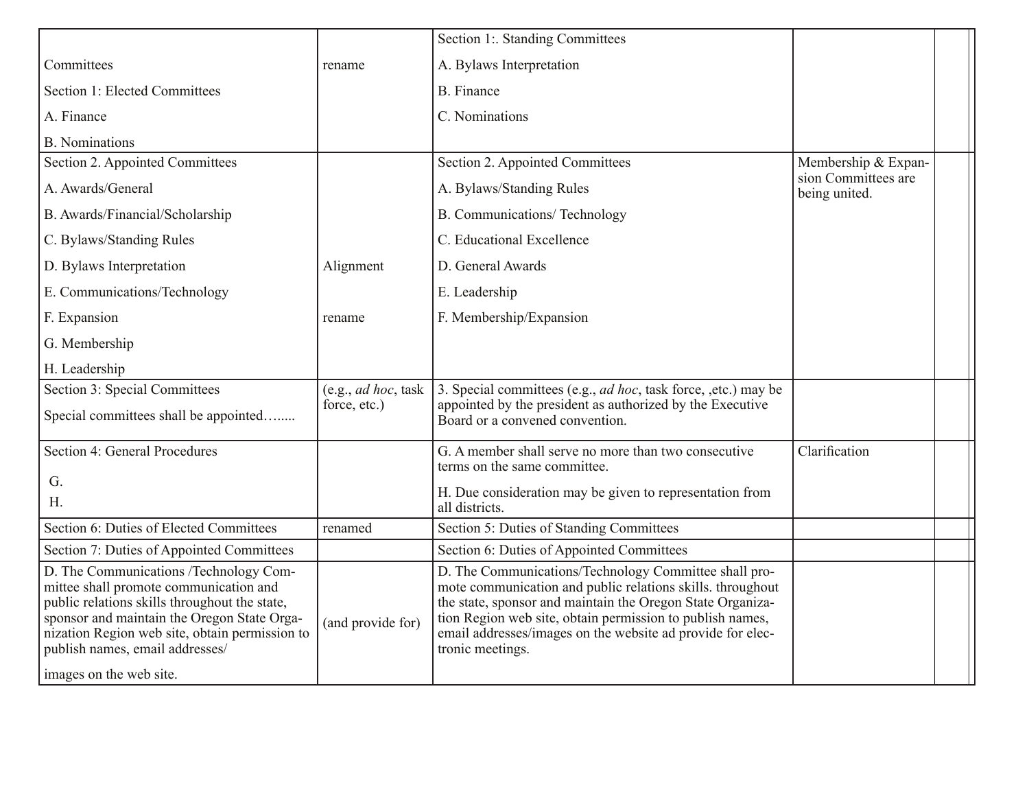| | | | | |
|---|---|---|---|---|
| Committees<br>Section 1: Elected Committees<br>A. Finance<br>B. Nominations | rename | Section 1:. Standing Committees<br>A. Bylaws Interpretation<br>B. Finance<br>C. Nominations | | |
| Section 2. Appointed Committees<br>A. Awards/General<br>B. Awards/Financial/Scholarship<br>C. Bylaws/Standing Rules<br>D. Bylaws Interpretation<br>E. Communications/Technology<br>F. Expansion<br>G. Membership<br>H. Leadership | Alignment<br><br>rename | Section 2. Appointed Committees<br>A. Bylaws/Standing Rules<br>B. Communications/ Technology<br>C. Educational Excellence<br>D. General Awards<br>E. Leadership<br>F. Membership/Expansion | Membership & Expansion Committees are being united. | |
| Section 3: Special Committees<br>Special committees shall be appointed…..... | (e.g., *ad hoc*, task force, etc.) | 3. Special committees (e.g., *ad hoc*, task force, ,etc.) may be appointed by the president as authorized by the Executive Board or a convened convention. | | |
| Section 4: General Procedures<br>G.<br>H. | | G. A member shall serve no more than two consecutive terms on the same committee.<br>H. Due consideration may be given to representation from all districts. | Clarification | |
| Section 6: Duties of Elected Committees | renamed | Section 5: Duties of Standing Committees | | |
| Section 7: Duties of Appointed Committees | | Section 6: Duties of Appointed Committees | | |
| D. The Communications /Technology Committee shall promote communication and public relations skills throughout the state, sponsor and maintain the Oregon State Organization Region web site, obtain permission to publish names, email addresses/<br>images on the web site. | (and provide for) | D. The Communications/Technology Committee shall promote communication and public relations skills. throughout the state, sponsor and maintain the Oregon State Organization Region web site, obtain permission to publish names, email addresses/images on the website ad provide for electronic meetings. | | |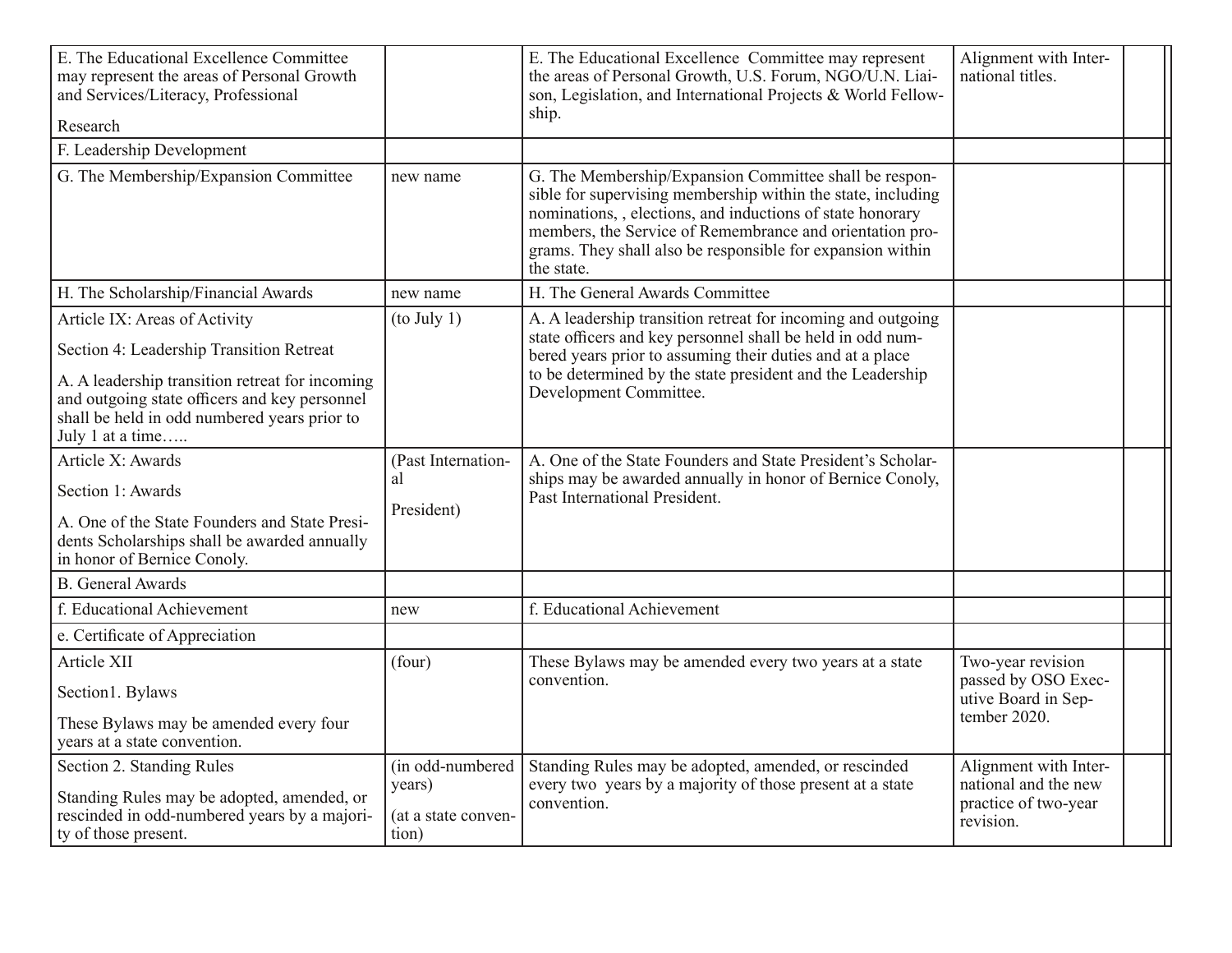| | | | | |
|---|---|---|---|---|
| E. The Educational Excellence Committee may represent the areas of Personal Growth and Services/Literacy, Professional<br><br>Research | | E. The Educational Excellence Committee may represent the areas of Personal Growth, U.S. Forum, NGO/U.N. Liaison, Legislation, and International Projects & World Fellowship. | Alignment with International titles. | |
| F. Leadership Development | | | | |
| G. The Membership/Expansion Committee | new name | G. The Membership/Expansion Committee shall be responsible for supervising membership within the state, including nominations, , elections, and inductions of state honorary members, the Service of Remembrance and orientation programs. They shall also be responsible for expansion within the state. | | |
| H. The Scholarship/Financial Awards | new name | H. The General Awards Committee | | |
| Article IX: Areas of Activity<br><br>Section 4: Leadership Transition Retreat<br><br>A. A leadership transition retreat for incoming and outgoing state officers and key personnel shall be held in odd numbered years prior to July 1 at a time….. | (to July 1) | A. A leadership transition retreat for incoming and outgoing state officers and key personnel shall be held in odd numbered years prior to assuming their duties and at a place to be determined by the state president and the Leadership Development Committee. | | |
| Article X: Awards<br><br>Section 1: Awards<br><br>A. One of the State Founders and State Presidents Scholarships shall be awarded annually in honor of Bernice Conoly. | (Past International<br><br>President) | A. One of the State Founders and State President's Scholarships may be awarded annually in honor of Bernice Conoly, Past International President. | | |
| B. General Awards | | | | |
| f. Educational Achievement | new | f. Educational Achievement | | |
| e. Certificate of Appreciation | | | | |
| Article XII<br><br>Section1. Bylaws<br><br>These Bylaws may be amended every four years at a state convention. | (four) | These Bylaws may be amended every two years at a state convention. | Two-year revision passed by OSO Executive Board in September 2020. | |
| Section 2. Standing Rules<br><br>Standing Rules may be adopted, amended, or rescinded in odd-numbered years by a majority of those present. | (in odd-numbered years)<br><br>(at a state convention) | Standing Rules may be adopted, amended, or rescinded every two years by a majority of those present at a state convention. | Alignment with International and the new practice of two-year revision. | |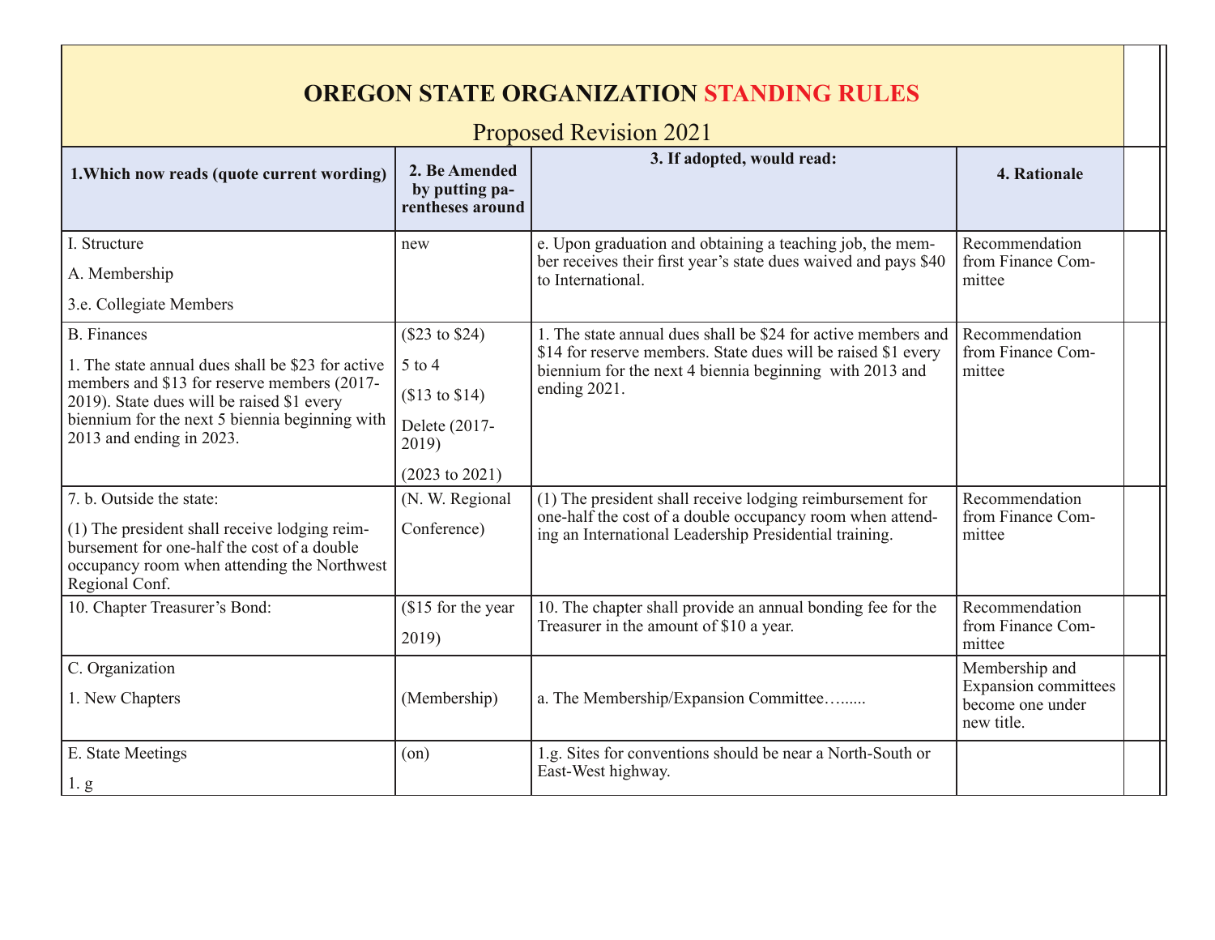# OREGON STATE ORGANIZATION STANDING RULES

Proposed Revision 2021

| 1.Which now reads (quote current wording) | 2. Be Amended by putting parentheses around | 3. If adopted, would read: | 4. Rationale | |
|---|---|---|---|---|
| I. Structure<br>A. Membership<br>3.e. Collegiate Members | new | e. Upon graduation and obtaining a teaching job, the member receives their first year's state dues waived and pays $40 to International. | Recommendation from Finance Committee | |
| B. Finances<br>1. The state annual dues shall be $23 for active members and $13 for reserve members (2017-2019). State dues will be raised $1 every biennium for the next 5 biennia beginning with 2013 and ending in 2023. | ($23 to $24)<br>5 to 4<br>($13 to $14)<br>Delete (2017-2019)<br>(2023 to 2021) | 1. The state annual dues shall be $24 for active members and $14 for reserve members. State dues will be raised $1 every biennium for the next 4 biennia beginning with 2013 and ending 2021. | Recommendation from Finance Committee | |
| 7. b. Outside the state:<br>(1) The president shall receive lodging reimbursement for one-half the cost of a double occupancy room when attending the Northwest Regional Conf. | (N. W. Regional Conference) | (1) The president shall receive lodging reimbursement for one-half the cost of a double occupancy room when attending an International Leadership Presidential training. | Recommendation from Finance Committee | |
| 10. Chapter Treasurer's Bond: | ($15 for the year 2019) | 10. The chapter shall provide an annual bonding fee for the Treasurer in the amount of $10 a year. | Recommendation from Finance Committee | |
| C. Organization<br>1. New Chapters | (Membership) | a. The Membership/Expansion Committee…...... | Membership and Expansion committees become one under new title. | |
| E. State Meetings<br>1. g | (on) | 1.g. Sites for conventions should be near a North-South or East-West highway. | | |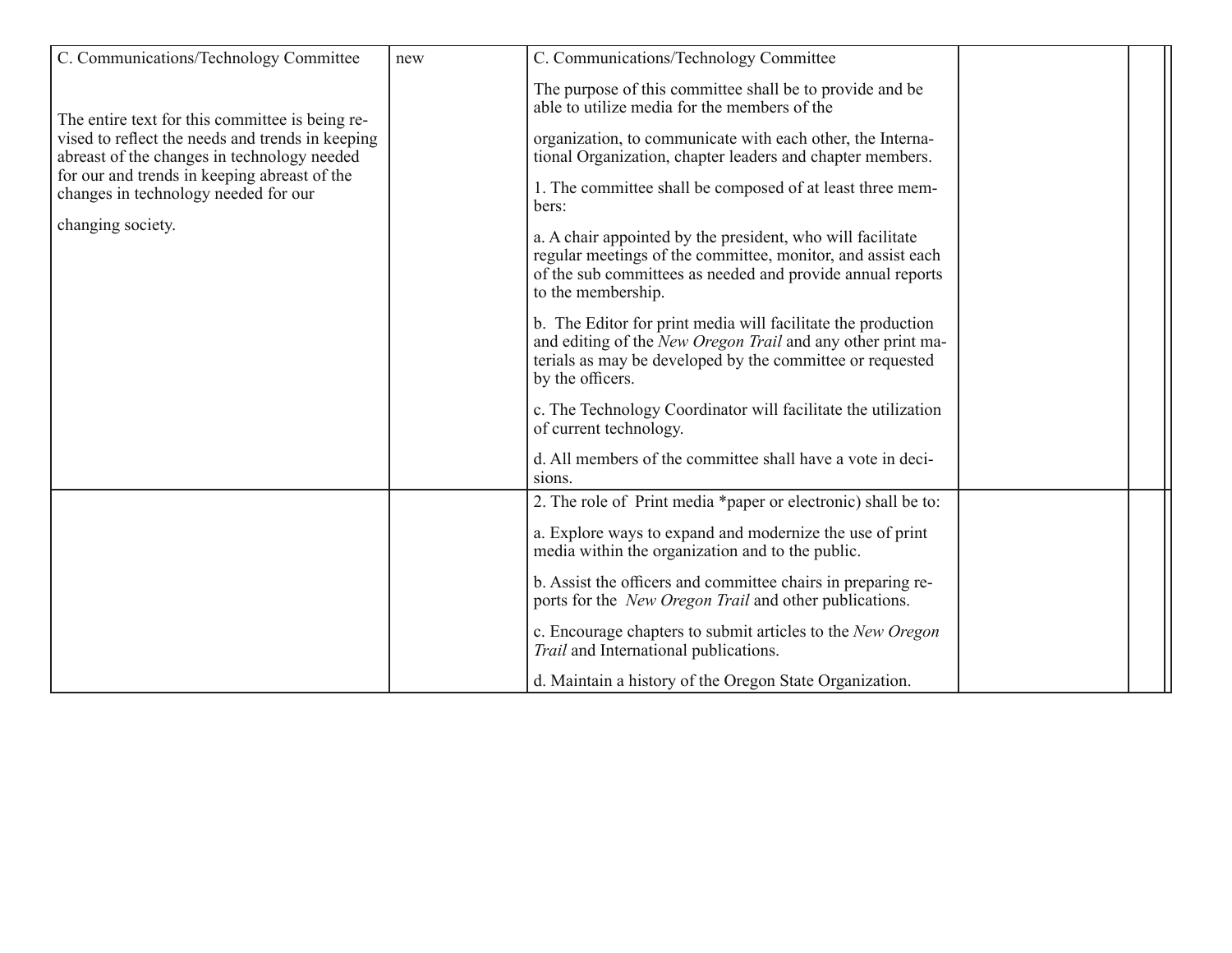| | | | | |
|---|---|---|---|---|
| C. Communications/Technology Committee<br><br>The entire text for this committee is being revised to reflect the needs and trends in keeping abreast of the changes in technology needed for our and trends in keeping abreast of the changes in technology needed for our<br><br>changing society. | new | C. Communications/Technology Committee<br><br>The purpose of this committee shall be to provide and be able to utilize media for the members of the<br><br>organization, to communicate with each other, the International Organization, chapter leaders and chapter members.<br><br>1. The committee shall be composed of at least three members:<br><br>a. A chair appointed by the president, who will facilitate regular meetings of the committee, monitor, and assist each of the sub committees as needed and provide annual reports to the membership.<br><br>b. The Editor for print media will facilitate the production and editing of the *New Oregon Trail* and any other print materials as may be developed by the committee or requested by the officers.<br><br>c. The Technology Coordinator will facilitate the utilization of current technology.<br><br>d. All members of the committee shall have a vote in decisions. | | |
| | | 2. The role of Print media *paper or electronic) shall be to:<br><br>a. Explore ways to expand and modernize the use of print media within the organization and to the public.<br><br>b. Assist the officers and committee chairs in preparing reports for the *New Oregon Trail* and other publications.<br><br>c. Encourage chapters to submit articles to the *New Oregon Trail* and International publications.<br><br>d. Maintain a history of the Oregon State Organization. | | |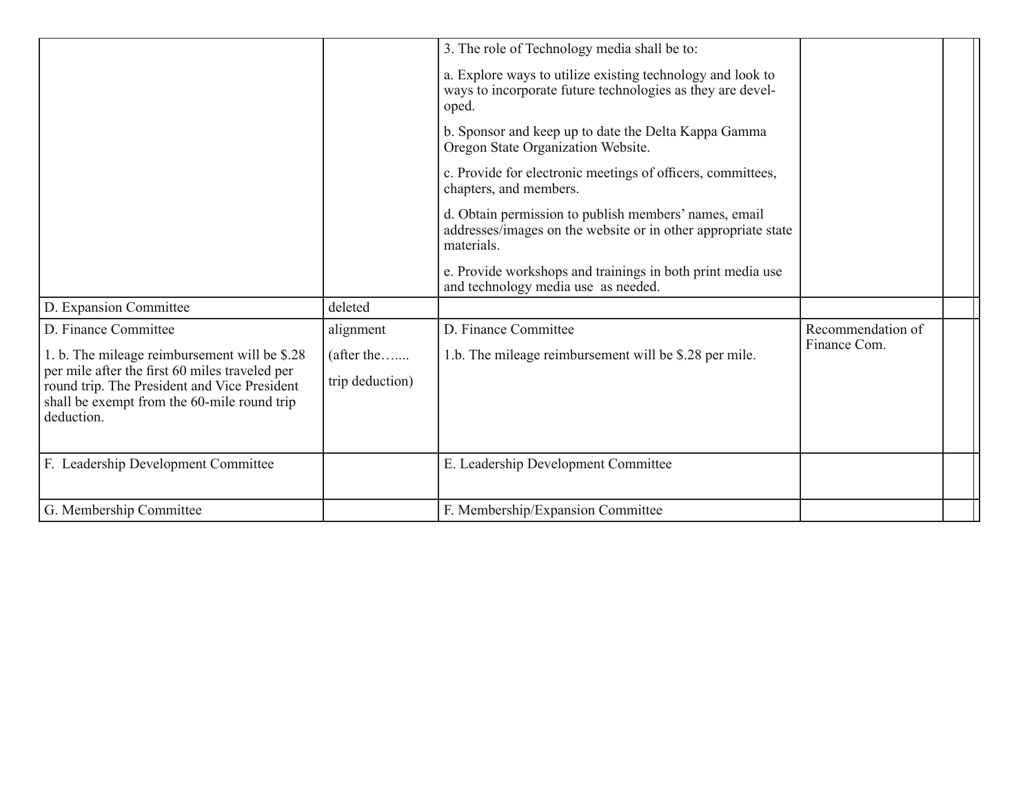| | | | | |
|---|---|---|---|---|
| | | 3. The role of Technology media shall be to:<br><br>a. Explore ways to utilize existing technology and look to ways to incorporate future technologies as they are developed.<br><br>b. Sponsor and keep up to date the Delta Kappa Gamma Oregon State Organization Website.<br><br>c. Provide for electronic meetings of officers, committees, chapters, and members.<br><br>d. Obtain permission to publish members' names, email addresses/images on the website or in other appropriate state materials.<br><br>e. Provide workshops and trainings in both print media use and technology media use as needed. | | |
| D. Expansion Committee | deleted | | | |
| D. Finance Committee<br><br>1. b. The mileage reimbursement will be $.28 per mile after the first 60 miles traveled per round trip. The President and Vice President shall be exempt from the 60-mile round trip deduction. | alignment<br><br>(after the…....<br><br>trip deduction) | D. Finance Committee<br><br>1.b. The mileage reimbursement will be $.28 per mile. | Recommendation of Finance Com. | |
| F. Leadership Development Committee | | E. Leadership Development Committee | | |
| G. Membership Committee | | F. Membership/Expansion Committee | | |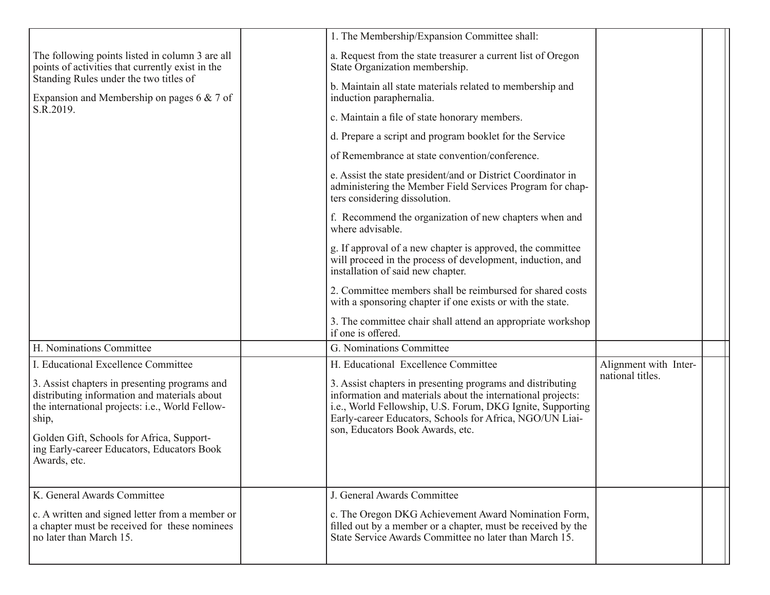| | | | | |
|---|---|---|---|---|
| The following points listed in column 3 are all points of activities that currently exist in the Standing Rules under the two titles of Expansion and Membership on pages 6 & 7 of S.R.2019. | | 1. The Membership/Expansion Committee shall:<br>a. Request from the state treasurer a current list of Oregon State Organization membership.<br>b. Maintain all state materials related to membership and induction paraphernalia.<br>c. Maintain a file of state honorary members.<br>d. Prepare a script and program booklet for the Service of Remembrance at state convention/conference.<br>e. Assist the state president/and or District Coordinator in administering the Member Field Services Program for chapters considering dissolution.<br>f. Recommend the organization of new chapters when and where advisable.<br>g. If approval of a new chapter is approved, the committee will proceed in the process of development, induction, and installation of said new chapter.<br>2. Committee members shall be reimbursed for shared costs with a sponsoring chapter if one exists or with the state.<br>3. The committee chair shall attend an appropriate workshop if one is offered. | | |
| H. Nominations Committee | | G. Nominations Committee | | |
| I. Educational Excellence Committee<br>3. Assist chapters in presenting programs and distributing information and materials about the international projects: i.e., World Fellowship, Golden Gift, Schools for Africa, Supporting Early-career Educators, Educators Book Awards, etc. | | H. Educational Excellence Committee<br>3. Assist chapters in presenting programs and distributing information and materials about the international projects: i.e., World Fellowship, U.S. Forum, DKG Ignite, Supporting Early-career Educators, Schools for Africa, NGO/UN Liaison, Educators Book Awards, etc. | Alignment with International titles. | |
| K. General Awards Committee<br>c. A written and signed letter from a member or a chapter must be received for these nominees no later than March 15. | | J. General Awards Committee<br>c. The Oregon DKG Achievement Award Nomination Form, filled out by a member or a chapter, must be received by the State Service Awards Committee no later than March 15. | | |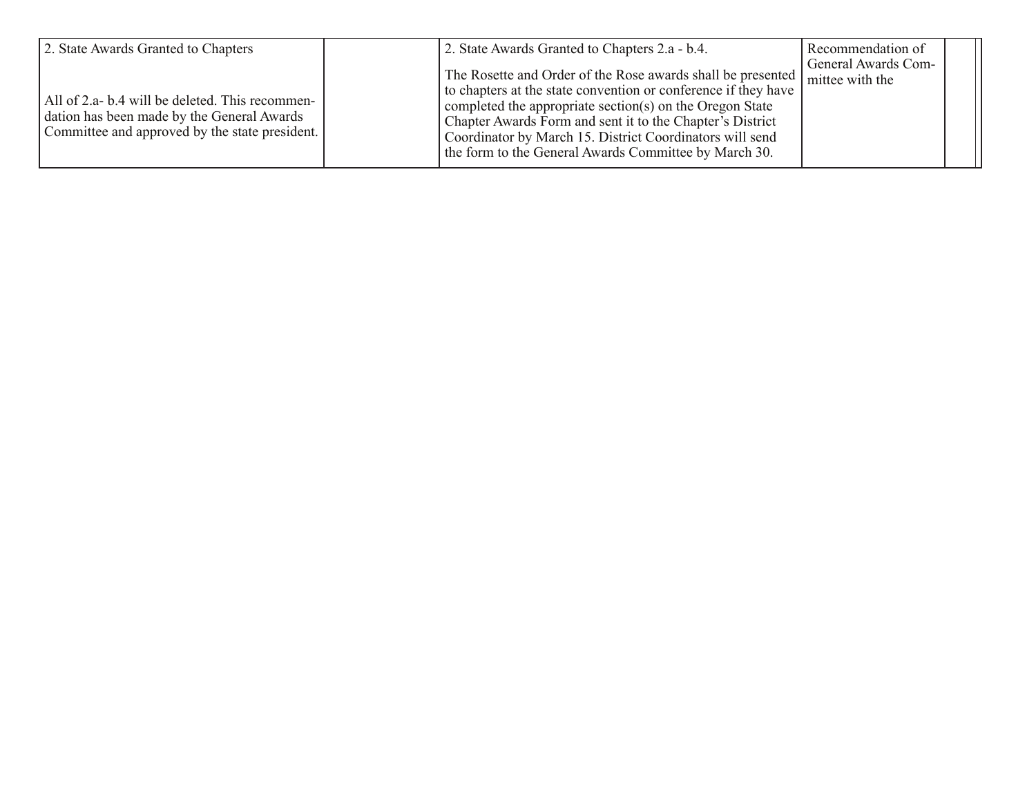| | | | | |
|---|---|---|---|---|
| 2. State Awards Granted to Chapters<br><br>All of 2.a- b.4 will be deleted. This recommendation has been made by the General Awards Committee and approved by the state president. | | 2. State Awards Granted to Chapters 2.a - b.4.<br><br>The Rosette and Order of the Rose awards shall be presented to chapters at the state convention or conference if they have completed the appropriate section(s) on the Oregon State Chapter Awards Form and sent it to the Chapter's District Coordinator by March 15. District Coordinators will send the form to the General Awards Committee by March 30. | Recommendation of General Awards Committee with the | |